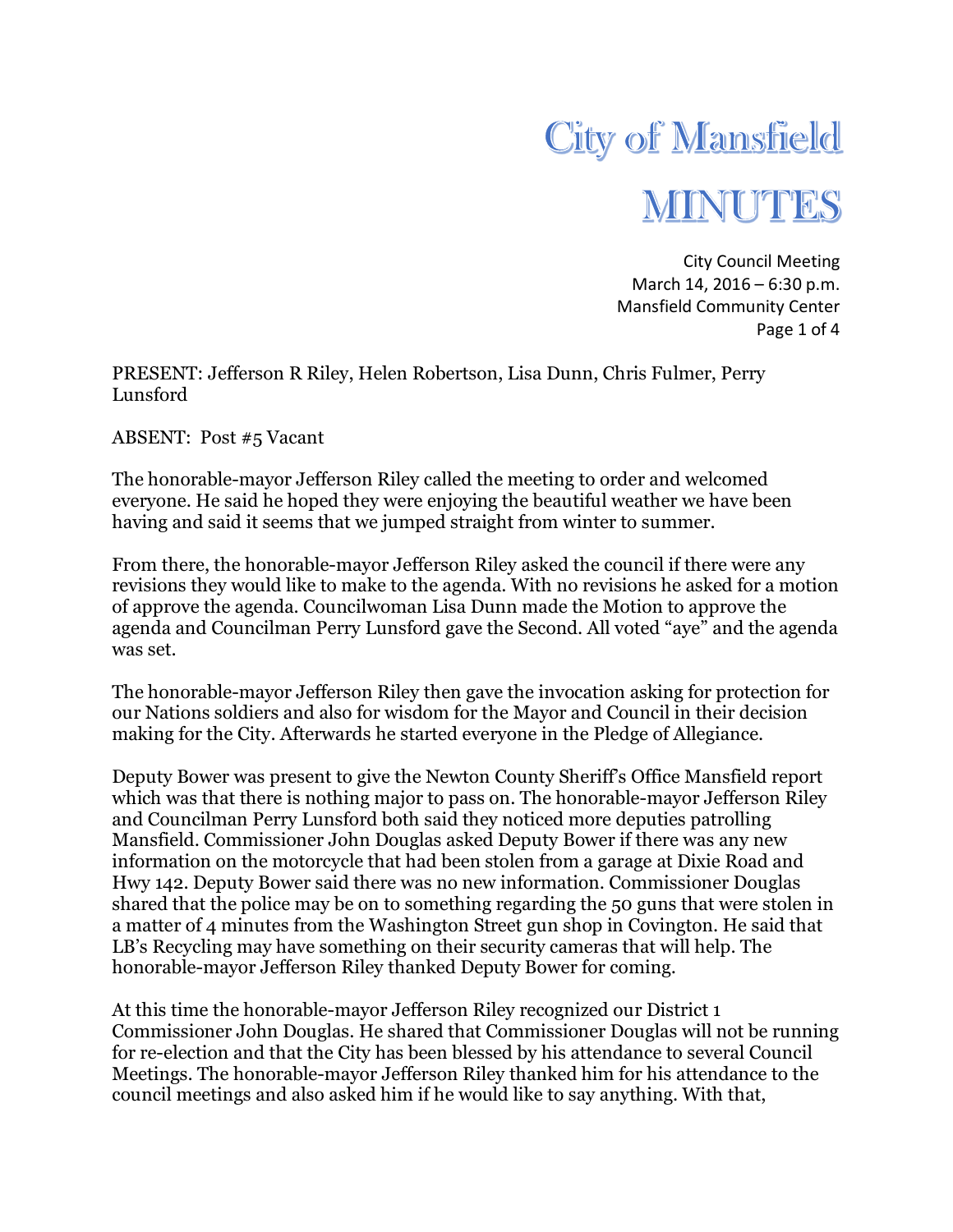# City of Mansfield

# MINUTES

City Council Meeting
March 14, 2016 – 6:30 p.m.
Mansfield Community Center

PRESENT: Jefferson R Riley, Helen Robertson, Lisa Dunn, Chris Fulmer, Perry Lunsford

ABSENT: Post #5 Vacant

The honorable-mayor Jefferson Riley called the meeting to order and welcomed everyone. He said he hoped they were enjoying the beautiful weather we have been having and said it seems that we jumped straight from winter to summer.

From there, the honorable-mayor Jefferson Riley asked the council if there were any revisions they would like to make to the agenda. With no revisions he asked for a motion of approve the agenda. Councilwoman Lisa Dunn made the Motion to approve the agenda and Councilman Perry Lunsford gave the Second. All voted "aye" and the agenda was set.

The honorable-mayor Jefferson Riley then gave the invocation asking for protection for our Nations soldiers and also for wisdom for the Mayor and Council in their decision making for the City. Afterwards he started everyone in the Pledge of Allegiance.

Deputy Bower was present to give the Newton County Sheriff's Office Mansfield report which was that there is nothing major to pass on. The honorable-mayor Jefferson Riley and Councilman Perry Lunsford both said they noticed more deputies patrolling Mansfield. Commissioner John Douglas asked Deputy Bower if there was any new information on the motorcycle that had been stolen from a garage at Dixie Road and Hwy 142. Deputy Bower said there was no new information. Commissioner Douglas shared that the police may be on to something regarding the 50 guns that were stolen in a matter of 4 minutes from the Washington Street gun shop in Covington. He said that LB's Recycling may have something on their security cameras that will help. The honorable-mayor Jefferson Riley thanked Deputy Bower for coming.

At this time the honorable-mayor Jefferson Riley recognized our District 1 Commissioner John Douglas. He shared that Commissioner Douglas will not be running for re-election and that the City has been blessed by his attendance to several Council Meetings. The honorable-mayor Jefferson Riley thanked him for his attendance to the council meetings and also asked him if he would like to say anything. With that,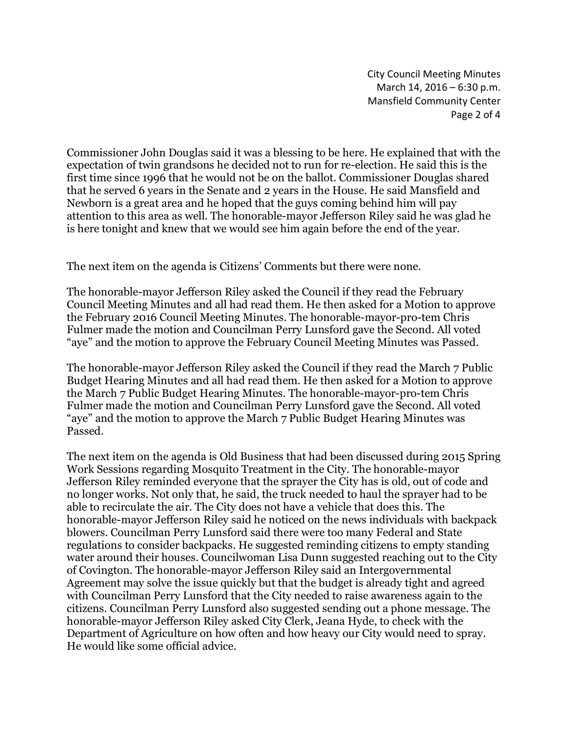Commissioner John Douglas said it was a blessing to be here. He explained that with the expectation of twin grandsons he decided not to run for re-election. He said this is the first time since 1996 that he would not be on the ballot. Commissioner Douglas shared that he served 6 years in the Senate and 2 years in the House. He said Mansfield and Newborn is a great area and he hoped that the guys coming behind him will pay attention to this area as well. The honorable-mayor Jefferson Riley said he was glad he is here tonight and knew that we would see him again before the end of the year.

The next item on the agenda is Citizens' Comments but there were none.

The honorable-mayor Jefferson Riley asked the Council if they read the February Council Meeting Minutes and all had read them. He then asked for a Motion to approve the February 2016 Council Meeting Minutes. The honorable-mayor-pro-tem Chris Fulmer made the motion and Councilman Perry Lunsford gave the Second. All voted "aye" and the motion to approve the February Council Meeting Minutes was Passed.

The honorable-mayor Jefferson Riley asked the Council if they read the March 7 Public Budget Hearing Minutes and all had read them. He then asked for a Motion to approve the March 7 Public Budget Hearing Minutes. The honorable-mayor-pro-tem Chris Fulmer made the motion and Councilman Perry Lunsford gave the Second. All voted "aye" and the motion to approve the March 7 Public Budget Hearing Minutes was Passed.

The next item on the agenda is Old Business that had been discussed during 2015 Spring Work Sessions regarding Mosquito Treatment in the City. The honorable-mayor Jefferson Riley reminded everyone that the sprayer the City has is old, out of code and no longer works. Not only that, he said, the truck needed to haul the sprayer had to be able to recirculate the air. The City does not have a vehicle that does this. The honorable-mayor Jefferson Riley said he noticed on the news individuals with backpack blowers. Councilman Perry Lunsford said there were too many Federal and State regulations to consider backpacks. He suggested reminding citizens to empty standing water around their houses. Councilwoman Lisa Dunn suggested reaching out to the City of Covington. The honorable-mayor Jefferson Riley said an Intergovernmental Agreement may solve the issue quickly but that the budget is already tight and agreed with Councilman Perry Lunsford that the City needed to raise awareness again to the citizens. Councilman Perry Lunsford also suggested sending out a phone message. The honorable-mayor Jefferson Riley asked City Clerk, Jeana Hyde, to check with the Department of Agriculture on how often and how heavy our City would need to spray. He would like some official advice.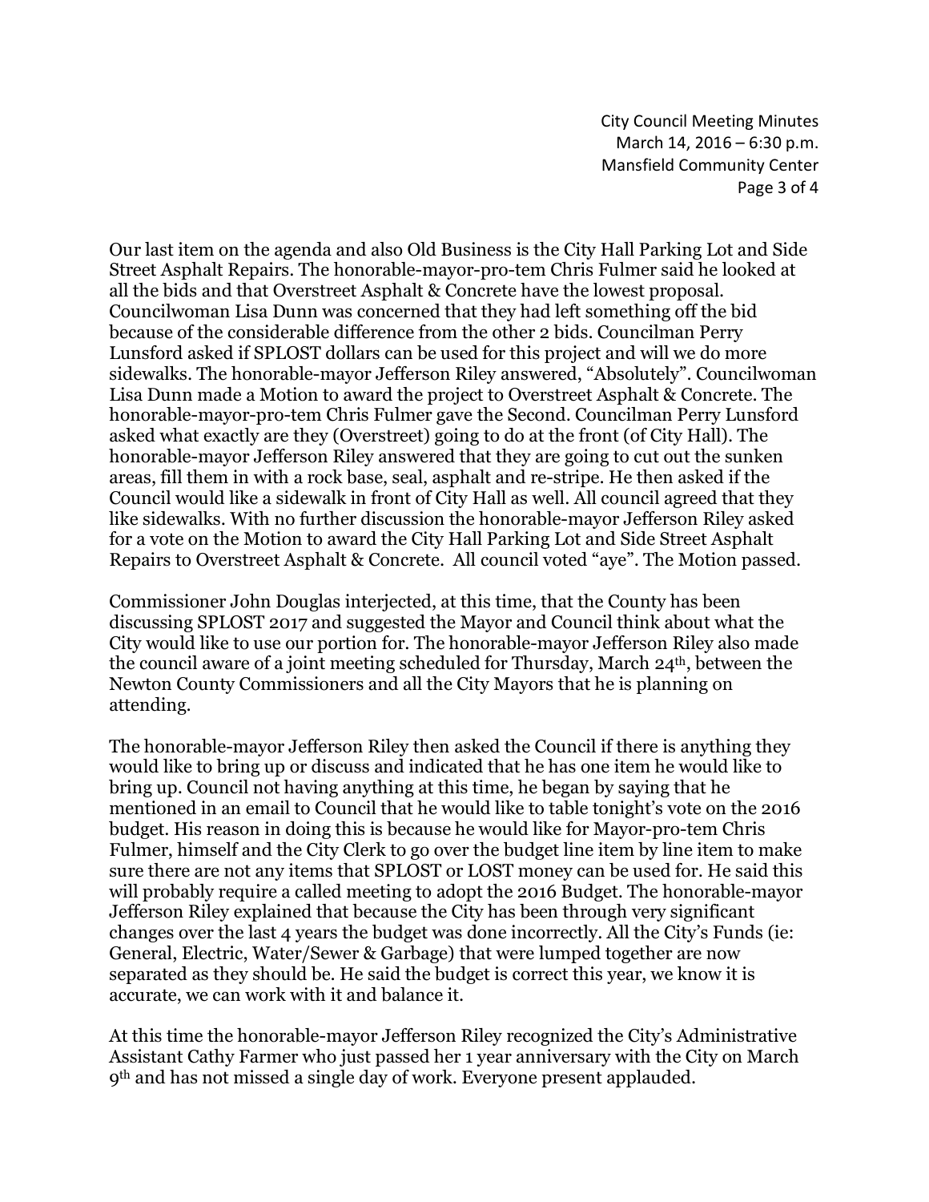Our last item on the agenda and also Old Business is the City Hall Parking Lot and Side Street Asphalt Repairs. The honorable-mayor-pro-tem Chris Fulmer said he looked at all the bids and that Overstreet Asphalt & Concrete have the lowest proposal. Councilwoman Lisa Dunn was concerned that they had left something off the bid because of the considerable difference from the other 2 bids. Councilman Perry Lunsford asked if SPLOST dollars can be used for this project and will we do more sidewalks. The honorable-mayor Jefferson Riley answered, "Absolutely". Councilwoman Lisa Dunn made a Motion to award the project to Overstreet Asphalt & Concrete. The honorable-mayor-pro-tem Chris Fulmer gave the Second. Councilman Perry Lunsford asked what exactly are they (Overstreet) going to do at the front (of City Hall). The honorable-mayor Jefferson Riley answered that they are going to cut out the sunken areas, fill them in with a rock base, seal, asphalt and re-stripe. He then asked if the Council would like a sidewalk in front of City Hall as well. All council agreed that they like sidewalks. With no further discussion the honorable-mayor Jefferson Riley asked for a vote on the Motion to award the City Hall Parking Lot and Side Street Asphalt Repairs to Overstreet Asphalt & Concrete. All council voted "aye". The Motion passed.

Commissioner John Douglas interjected, at this time, that the County has been discussing SPLOST 2017 and suggested the Mayor and Council think about what the City would like to use our portion for. The honorable-mayor Jefferson Riley also made the council aware of a joint meeting scheduled for Thursday, March 24th, between the Newton County Commissioners and all the City Mayors that he is planning on attending.

The honorable-mayor Jefferson Riley then asked the Council if there is anything they would like to bring up or discuss and indicated that he has one item he would like to bring up. Council not having anything at this time, he began by saying that he mentioned in an email to Council that he would like to table tonight's vote on the 2016 budget. His reason in doing this is because he would like for Mayor-pro-tem Chris Fulmer, himself and the City Clerk to go over the budget line item by line item to make sure there are not any items that SPLOST or LOST money can be used for. He said this will probably require a called meeting to adopt the 2016 Budget. The honorable-mayor Jefferson Riley explained that because the City has been through very significant changes over the last 4 years the budget was done incorrectly. All the City's Funds (ie: General, Electric, Water/Sewer & Garbage) that were lumped together are now separated as they should be. He said the budget is correct this year, we know it is accurate, we can work with it and balance it.

At this time the honorable-mayor Jefferson Riley recognized the City's Administrative Assistant Cathy Farmer who just passed her 1 year anniversary with the City on March 9th and has not missed a single day of work. Everyone present applauded.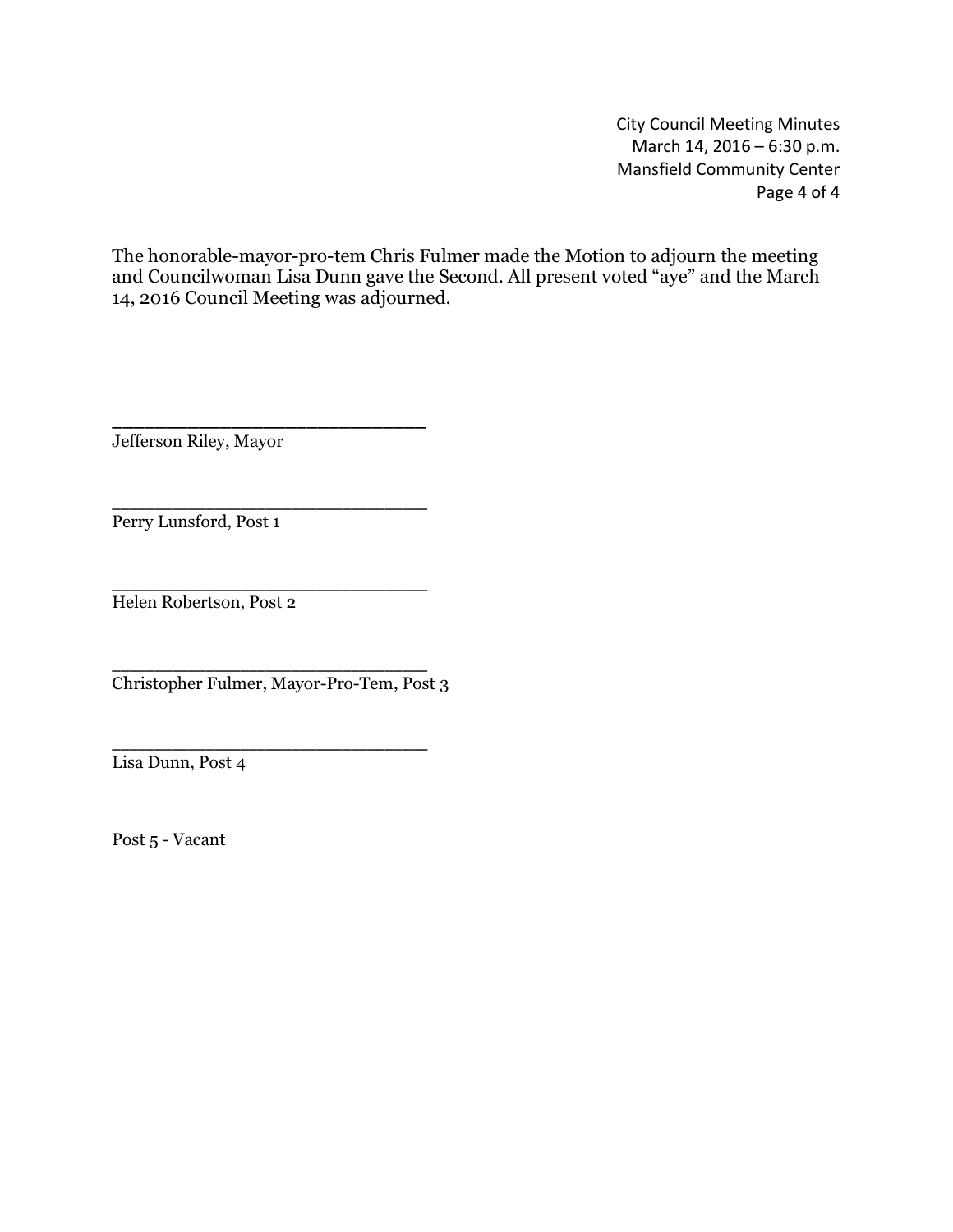The honorable-mayor-pro-tem Chris Fulmer made the Motion to adjourn the meeting and Councilwoman Lisa Dunn gave the Second. All present voted "aye" and the March 14, 2016 Council Meeting was adjourned.

\_\_\_\_\_\_\_\_\_\_\_\_\_\_\_\_\_\_\_\_\_\_\_\_\_\_\_\_

Jefferson Riley, Mayor

\_\_\_\_\_\_\_\_\_\_\_\_\_\_\_\_\_\_\_\_\_\_\_\_\_\_\_\_

Perry Lunsford, Post 1

\_\_\_\_\_\_\_\_\_\_\_\_\_\_\_\_\_\_\_\_\_\_\_\_\_\_\_\_

Helen Robertson, Post 2

\_\_\_\_\_\_\_\_\_\_\_\_\_\_\_\_\_\_\_\_\_\_\_\_\_\_\_\_

Christopher Fulmer, Mayor-Pro-Tem, Post 3

\_\_\_\_\_\_\_\_\_\_\_\_\_\_\_\_\_\_\_\_\_\_\_\_\_\_\_\_

Lisa Dunn, Post 4

Post 5 - Vacant